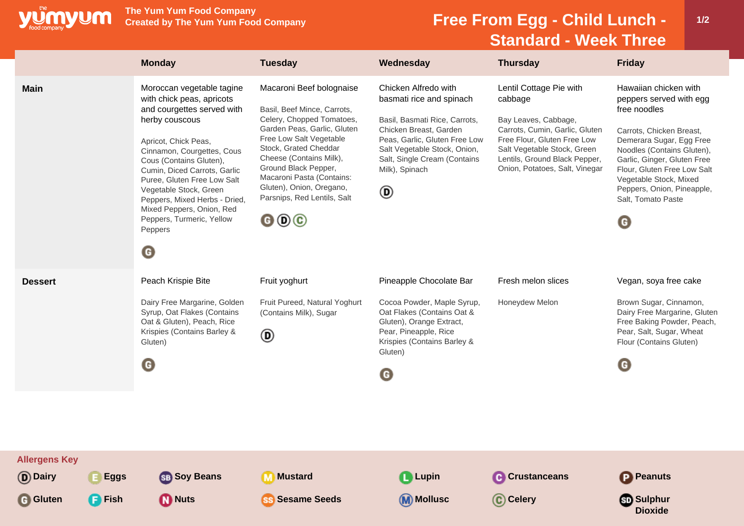# Free From Egg - Child Lunch - Standard - Week Three

The Yum Yum Food Company
Created by The Yum Yum Food Company

| | Monday | Tuesday | Wednesday | Thursday | Friday |
|---|---|---|---|---|---|
| **Main** | Moroccan vegetable tagine with chick peas, apricots and courgettes served with herby couscous<br><br>Apricot, Chick Peas, Cinnamon, Courgettes, Cous Cous (Contains Gluten), Cumin, Diced Carrots, Garlic Puree, Gluten Free Low Salt Vegetable Stock, Green Peppers, Mixed Herbs - Dried, Mixed Peppers, Onion, Red Peppers, Turmeric, Yellow Peppers<br><br>G | Macaroni Beef bolognaise<br><br>Basil, Beef Mince, Carrots, Celery, Chopped Tomatoes, Garden Peas, Garlic, Gluten Free Low Salt Vegetable Stock, Grated Cheddar Cheese (Contains Milk), Ground Black Pepper, Macaroni Pasta (Contains: Gluten), Onion, Oregano, Parsnips, Red Lentils, Salt<br><br>G D C | Chicken Alfredo with basmati rice and spinach<br><br>Basil, Basmati Rice, Carrots, Chicken Breast, Garden Peas, Garlic, Gluten Free Low Salt Vegetable Stock, Onion, Salt, Single Cream (Contains Milk), Spinach<br><br>D | Lentil Cottage Pie with cabbage<br><br>Bay Leaves, Cabbage, Carrots, Cumin, Garlic, Gluten Free Flour, Gluten Free Low Salt Vegetable Stock, Green Lentils, Ground Black Pepper, Onion, Potatoes, Salt, Vinegar | Hawaiian chicken with peppers served with egg free noodles<br><br>Carrots, Chicken Breast, Demerara Sugar, Egg Free Noodles (Contains Gluten), Garlic, Ginger, Gluten Free Flour, Gluten Free Low Salt Vegetable Stock, Mixed Peppers, Onion, Pineapple, Salt, Tomato Paste<br><br>G |
| **Dessert** | Peach Krispie Bite<br><br>Dairy Free Margarine, Golden Syrup, Oat Flakes (Contains Oat & Gluten), Peach, Rice Krispies (Contains Barley & Gluten)<br><br>G | Fruit yoghurt<br><br>Fruit Pureed, Natural Yoghurt (Contains Milk), Sugar<br><br>D | Pineapple Chocolate Bar<br><br>Cocoa Powder, Maple Syrup, Oat Flakes (Contains Oat & Gluten), Orange Extract, Pear, Pineapple, Rice Krispies (Contains Barley & Gluten)<br><br>G | Fresh melon slices<br><br>Honeydew Melon | Vegan, soya free cake<br><br>Brown Sugar, Cinnamon, Dairy Free Margarine, Gluten Free Baking Powder, Peach, Pear, Salt, Sugar, Wheat Flour (Contains Gluten)<br><br>G |

**Allergens Key**

| | | | | | | |
|---|---|---|---|---|---|---|
| D Dairy | E Eggs | SB Soy Beans | M Mustard | L Lupin | C Crustaceans | P Peanuts |
| G Gluten | F Fish | N Nuts | SS Sesame Seeds | M Mollusc | C Celery | SD Sulphur Dioxide |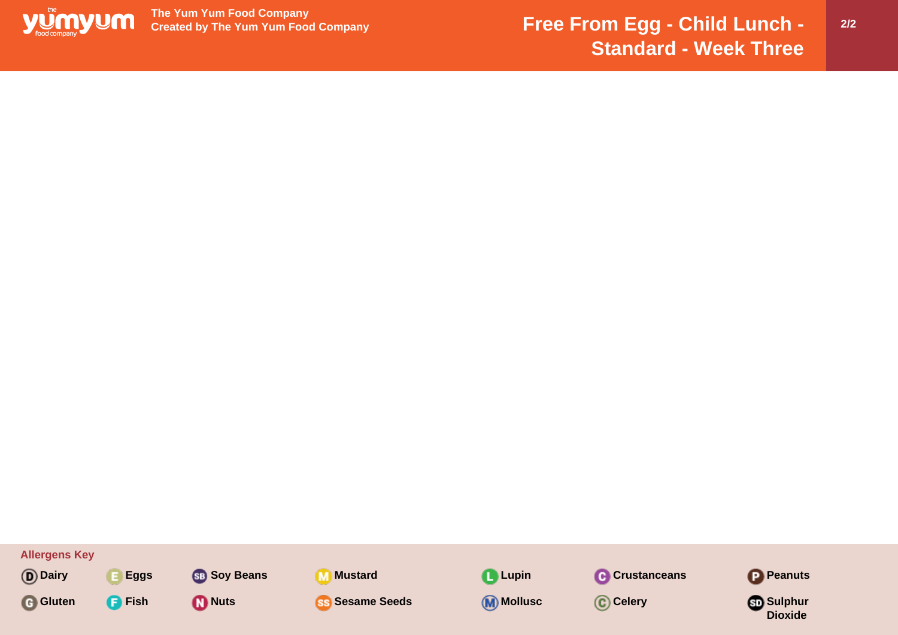# Free From Egg - Child Lunch - Standard - Week Three

The Yum Yum Food Company
Created by The Yum Yum Food Company

**Allergens Key**

| | | | | | | |
|---|---|---|---|---|---|---|
| D Dairy | E Eggs | SB Soy Beans | M Mustard | L Lupin | C Crustanceans | P Peanuts |
| G Gluten | F Fish | N Nuts | SS Sesame Seeds | M Mollusc | C Celery | SD Sulphur Dioxide |